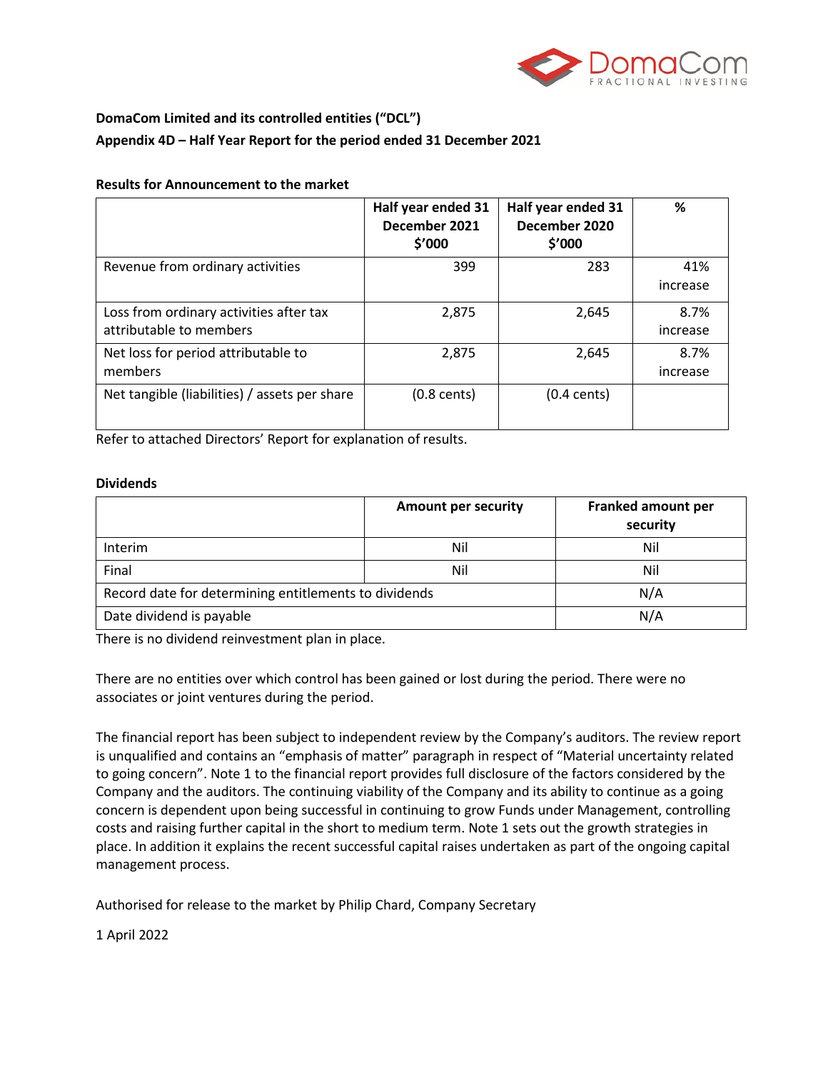**DomaCom Limited and its controlled entities ("DCL")**

**Appendix 4D – Half Year Report for the period ended 31 December 2021**

**Results for Announcement to the market**

| | Half year ended 31 December 2021 $'000 | Half year ended 31 December 2020 $'000 | % |
|---|---|---|---|
| Revenue from ordinary activities | 399 | 283 | 41% increase |
| Loss from ordinary activities after tax attributable to members | 2,875 | 2,645 | 8.7% increase |
| Net loss for period attributable to members | 2,875 | 2,645 | 8.7% increase |
| Net tangible (liabilities) / assets per share | (0.8 cents) | (0.4 cents) | |

Refer to attached Directors' Report for explanation of results.

**Dividends**

| | Amount per security | Franked amount per security |
|---|---|---|
| Interim | Nil | Nil |
| Final | Nil | Nil |
| Record date for determining entitlements to dividends | | N/A |
| Date dividend is payable | | N/A |

There is no dividend reinvestment plan in place.

There are no entities over which control has been gained or lost during the period. There were no associates or joint ventures during the period.

The financial report has been subject to independent review by the Company's auditors. The review report is unqualified and contains an "emphasis of matter" paragraph in respect of "Material uncertainty related to going concern". Note 1 to the financial report provides full disclosure of the factors considered by the Company and the auditors. The continuing viability of the Company and its ability to continue as a going concern is dependent upon being successful in continuing to grow Funds under Management, controlling costs and raising further capital in the short to medium term. Note 1 sets out the growth strategies in place. In addition it explains the recent successful capital raises undertaken as part of the ongoing capital management process.

Authorised for release to the market by Philip Chard, Company Secretary

1 April 2022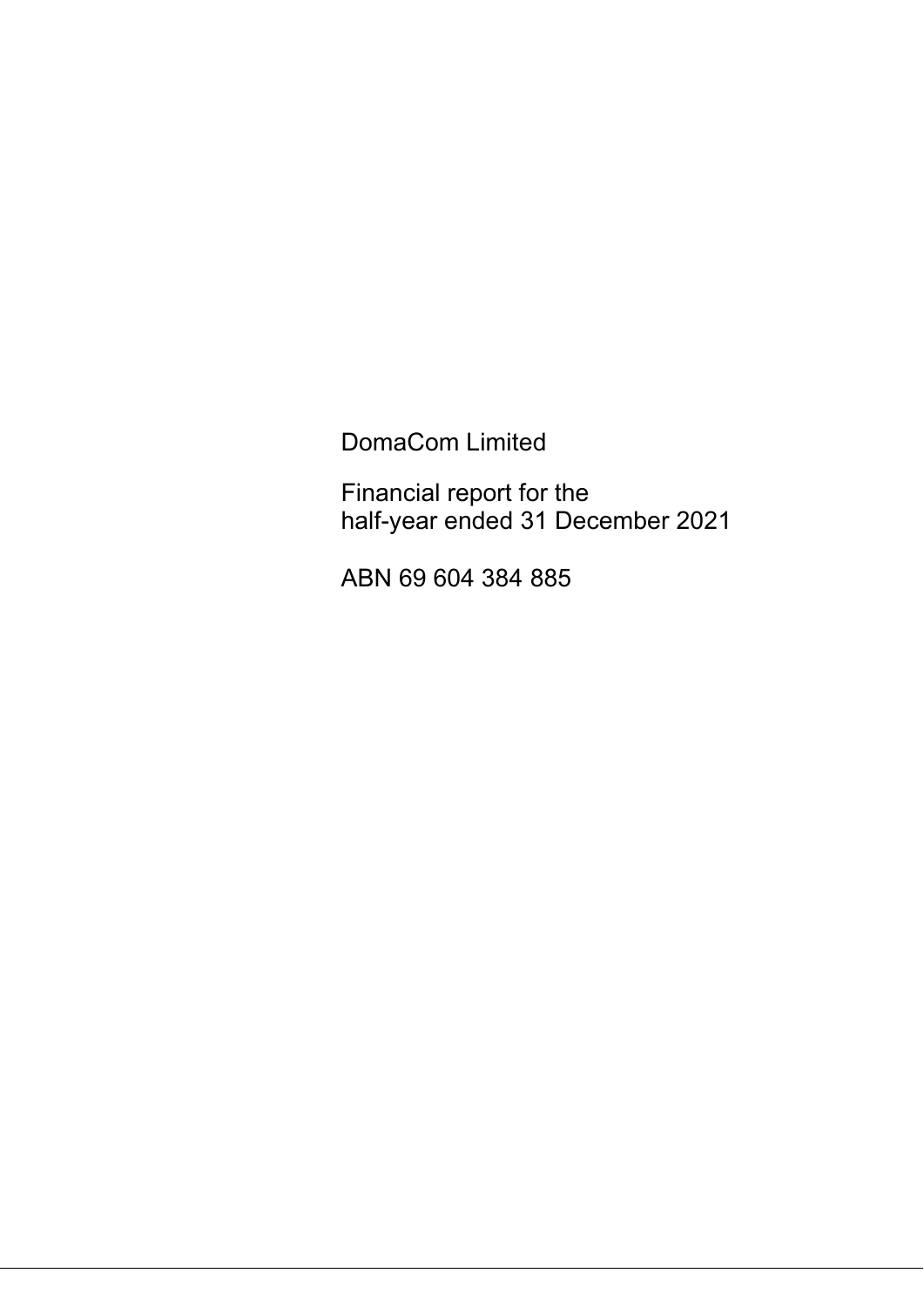DomaCom Limited

Financial report for the
half-year ended 31 December 2021

ABN 69 604 384 885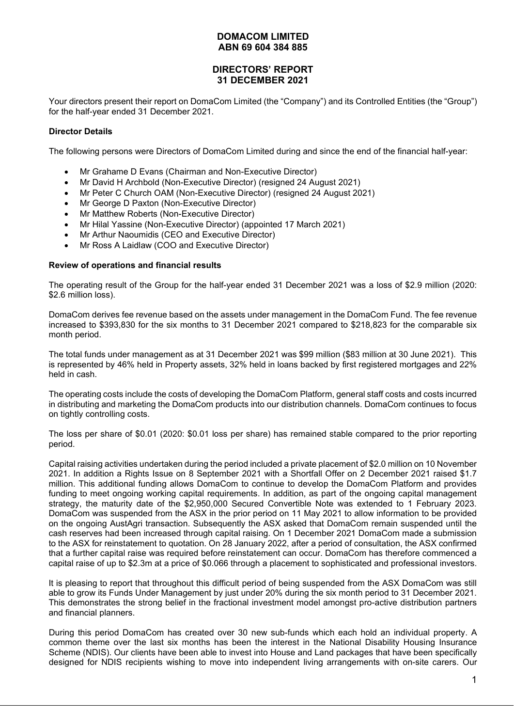# DOMACOM LIMITED
# ABN 69 604 384 885

## DIRECTORS' REPORT
## 31 DECEMBER 2021

Your directors present their report on DomaCom Limited (the "Company") and its Controlled Entities (the "Group") for the half-year ended 31 December 2021.

### Director Details

The following persons were Directors of DomaCom Limited during and since the end of the financial half-year:

- Mr Grahame D Evans (Chairman and Non-Executive Director)
- Mr David H Archbold (Non-Executive Director) (resigned 24 August 2021)
- Mr Peter C Church OAM (Non-Executive Director) (resigned 24 August 2021)
- Mr George D Paxton (Non-Executive Director)
- Mr Matthew Roberts (Non-Executive Director)
- Mr Hilal Yassine (Non-Executive Director) (appointed 17 March 2021)
- Mr Arthur Naoumidis (CEO and Executive Director)
- Mr Ross A Laidlaw (COO and Executive Director)

### Review of operations and financial results

The operating result of the Group for the half-year ended 31 December 2021 was a loss of $2.9 million (2020: $2.6 million loss).

DomaCom derives fee revenue based on the assets under management in the DomaCom Fund. The fee revenue increased to $393,830 for the six months to 31 December 2021 compared to $218,823 for the comparable six month period.

The total funds under management as at 31 December 2021 was $99 million ($83 million at 30 June 2021). This is represented by 46% held in Property assets, 32% held in loans backed by first registered mortgages and 22% held in cash.

The operating costs include the costs of developing the DomaCom Platform, general staff costs and costs incurred in distributing and marketing the DomaCom products into our distribution channels. DomaCom continues to focus on tightly controlling costs.

The loss per share of $0.01 (2020: $0.01 loss per share) has remained stable compared to the prior reporting period.

Capital raising activities undertaken during the period included a private placement of $2.0 million on 10 November 2021. In addition a Rights Issue on 8 September 2021 with a Shortfall Offer on 2 December 2021 raised $1.7 million. This additional funding allows DomaCom to continue to develop the DomaCom Platform and provides funding to meet ongoing working capital requirements. In addition, as part of the ongoing capital management strategy, the maturity date of the $2,950,000 Secured Convertible Note was extended to 1 February 2023. DomaCom was suspended from the ASX in the prior period on 11 May 2021 to allow information to be provided on the ongoing AustAgri transaction. Subsequently the ASX asked that DomaCom remain suspended until the cash reserves had been increased through capital raising. On 1 December 2021 DomaCom made a submission to the ASX for reinstatement to quotation. On 28 January 2022, after a period of consultation, the ASX confirmed that a further capital raise was required before reinstatement can occur. DomaCom has therefore commenced a capital raise of up to $2.3m at a price of $0.066 through a placement to sophisticated and professional investors.

It is pleasing to report that throughout this difficult period of being suspended from the ASX DomaCom was still able to grow its Funds Under Management by just under 20% during the six month period to 31 December 2021. This demonstrates the strong belief in the fractional investment model amongst pro-active distribution partners and financial planners.

During this period DomaCom has created over 30 new sub-funds which each hold an individual property. A common theme over the last six months has been the interest in the National Disability Housing Insurance Scheme (NDIS). Our clients have been able to invest into House and Land packages that have been specifically designed for NDIS recipients wishing to move into independent living arrangements with on-site carers. Our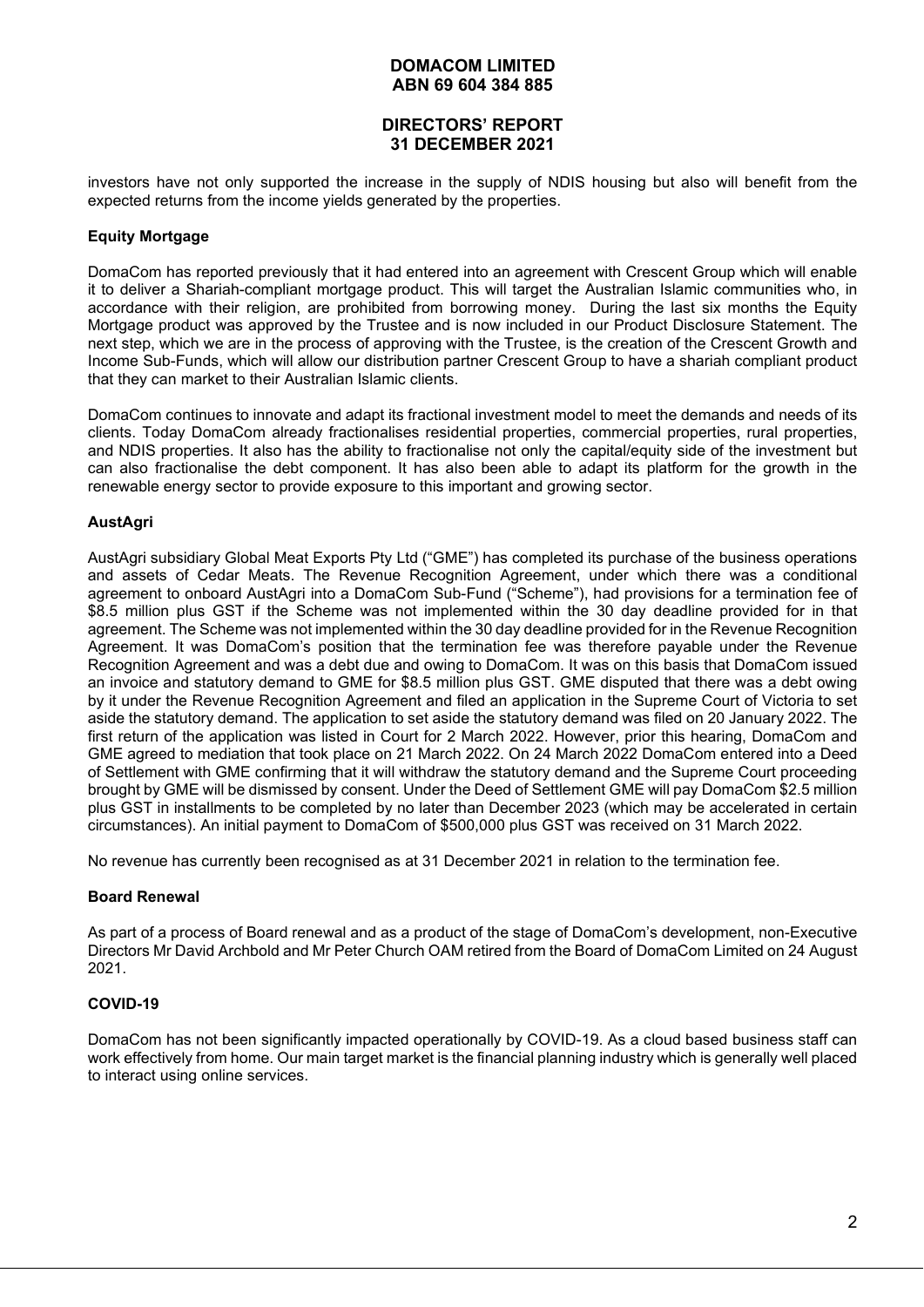investors have not only supported the increase in the supply of NDIS housing but also will benefit from the expected returns from the income yields generated by the properties.

**Equity Mortgage**

DomaCom has reported previously that it had entered into an agreement with Crescent Group which will enable it to deliver a Shariah-compliant mortgage product. This will target the Australian Islamic communities who, in accordance with their religion, are prohibited from borrowing money. During the last six months the Equity Mortgage product was approved by the Trustee and is now included in our Product Disclosure Statement. The next step, which we are in the process of approving with the Trustee, is the creation of the Crescent Growth and Income Sub-Funds, which will allow our distribution partner Crescent Group to have a shariah compliant product that they can market to their Australian Islamic clients.

DomaCom continues to innovate and adapt its fractional investment model to meet the demands and needs of its clients. Today DomaCom already fractionalises residential properties, commercial properties, rural properties, and NDIS properties. It also has the ability to fractionalise not only the capital/equity side of the investment but can also fractionalise the debt component. It has also been able to adapt its platform for the growth in the renewable energy sector to provide exposure to this important and growing sector.

**AustAgri**

AustAgri subsidiary Global Meat Exports Pty Ltd ("GME") has completed its purchase of the business operations and assets of Cedar Meats. The Revenue Recognition Agreement, under which there was a conditional agreement to onboard AustAgri into a DomaCom Sub-Fund ("Scheme"), had provisions for a termination fee of $8.5 million plus GST if the Scheme was not implemented within the 30 day deadline provided for in that agreement. The Scheme was not implemented within the 30 day deadline provided for in the Revenue Recognition Agreement. It was DomaCom's position that the termination fee was therefore payable under the Revenue Recognition Agreement and was a debt due and owing to DomaCom. It was on this basis that DomaCom issued an invoice and statutory demand to GME for $8.5 million plus GST. GME disputed that there was a debt owing by it under the Revenue Recognition Agreement and filed an application in the Supreme Court of Victoria to set aside the statutory demand. The application to set aside the statutory demand was filed on 20 January 2022. The first return of the application was listed in Court for 2 March 2022. However, prior this hearing, DomaCom and GME agreed to mediation that took place on 21 March 2022. On 24 March 2022 DomaCom entered into a Deed of Settlement with GME confirming that it will withdraw the statutory demand and the Supreme Court proceeding brought by GME will be dismissed by consent. Under the Deed of Settlement GME will pay DomaCom $2.5 million plus GST in installments to be completed by no later than December 2023 (which may be accelerated in certain circumstances). An initial payment to DomaCom of $500,000 plus GST was received on 31 March 2022.

No revenue has currently been recognised as at 31 December 2021 in relation to the termination fee.

**Board Renewal**

As part of a process of Board renewal and as a product of the stage of DomaCom's development, non-Executive Directors Mr David Archbold and Mr Peter Church OAM retired from the Board of DomaCom Limited on 24 August 2021.

**COVID-19**

DomaCom has not been significantly impacted operationally by COVID-19. As a cloud based business staff can work effectively from home. Our main target market is the financial planning industry which is generally well placed to interact using online services.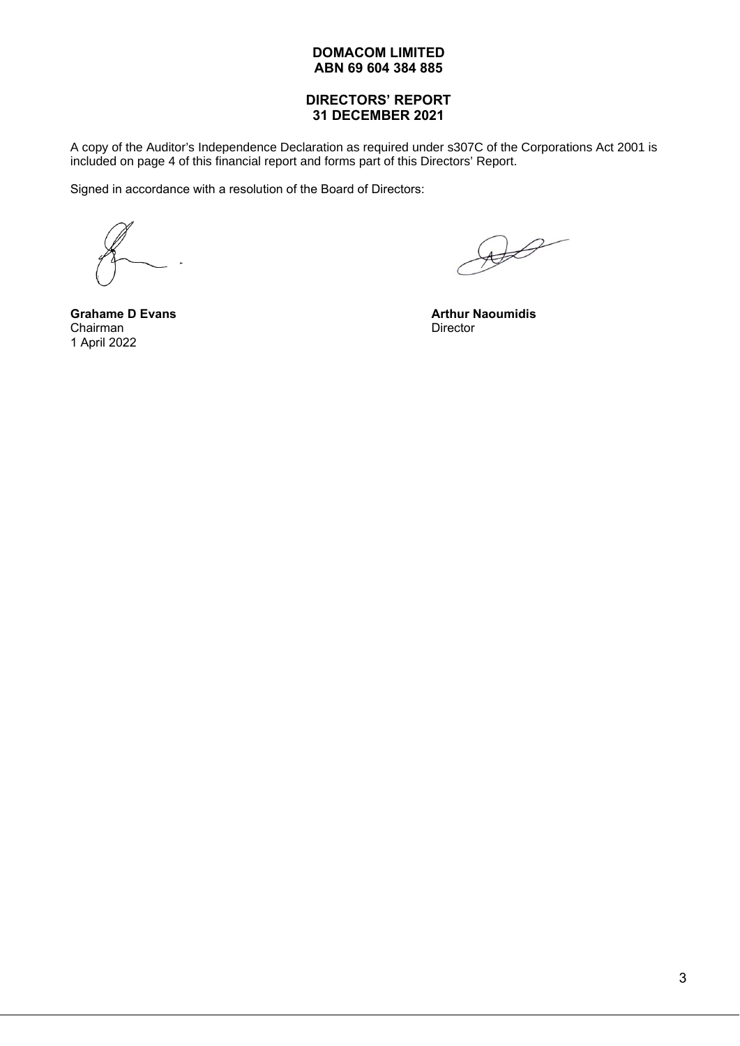**DOMACOM LIMITED**
**ABN 69 604 384 885**

**DIRECTORS' REPORT**
**31 DECEMBER 2021**

A copy of the Auditor's Independence Declaration as required under s307C of the Corporations Act 2001 is included on page 4 of this financial report and forms part of this Directors' Report.

Signed in accordance with a resolution of the Board of Directors:

**Grahame D Evans**
Chairman
1 April 2022

**Arthur Naoumidis**
Director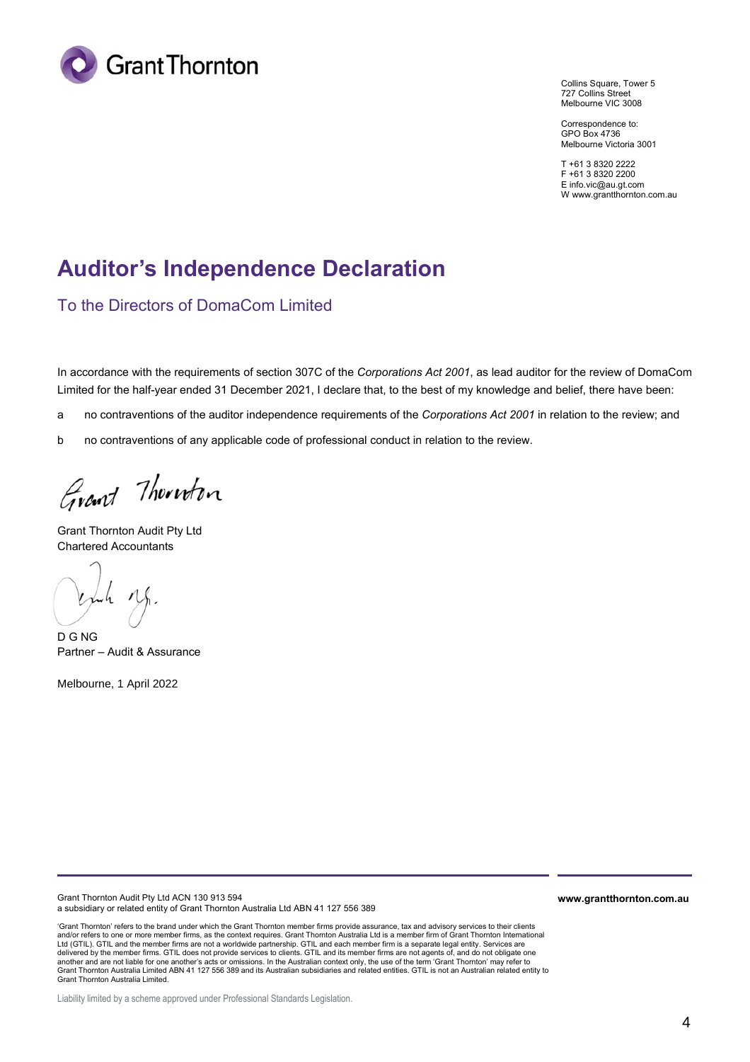Collins Square, Tower 5
727 Collins Street
Melbourne VIC 3008

Correspondence to:
GPO Box 4736
Melbourne Victoria 3001

T +61 3 8320 2222
F +61 3 8320 2200
E info.vic@au.gt.com
W www.grantthornton.com.au

# Auditor's Independence Declaration

## To the Directors of DomaCom Limited

In accordance with the requirements of section 307C of the *Corporations Act 2001*, as lead auditor for the review of DomaCom Limited for the half-year ended 31 December 2021, I declare that, to the best of my knowledge and belief, there have been:

a no contraventions of the auditor independence requirements of the *Corporations Act 2001* in relation to the review; and

b no contraventions of any applicable code of professional conduct in relation to the review.

Grant Thornton Audit Pty Ltd
Chartered Accountants

D G NG
Partner – Audit & Assurance

Melbourne, 1 April 2022

Grant Thornton Audit Pty Ltd ACN 130 913 594
a subsidiary or related entity of Grant Thornton Australia Ltd ABN 41 127 556 389

**www.grantthornton.com.au**

'Grant Thornton' refers to the brand under which the Grant Thornton member firms provide assurance, tax and advisory services to their clients and/or refers to one or more member firms, as the context requires. Grant Thornton Australia Ltd is a member firm of Grant Thornton International Ltd (GTIL). GTIL and the member firms are not a worldwide partnership. GTIL and each member firm is a separate legal entity. Services are delivered by the member firms. GTIL does not provide services to clients. GTIL and its member firms are not agents of, and do not obligate one another and are not liable for one another's acts or omissions. In the Australian context only, the use of the term 'Grant Thornton' may refer to Grant Thornton Australia Limited ABN 41 127 556 389 and its Australian subsidiaries and related entities. GTIL is not an Australian related entity to Grant Thornton Australia Limited.

Liability limited by a scheme approved under Professional Standards Legislation.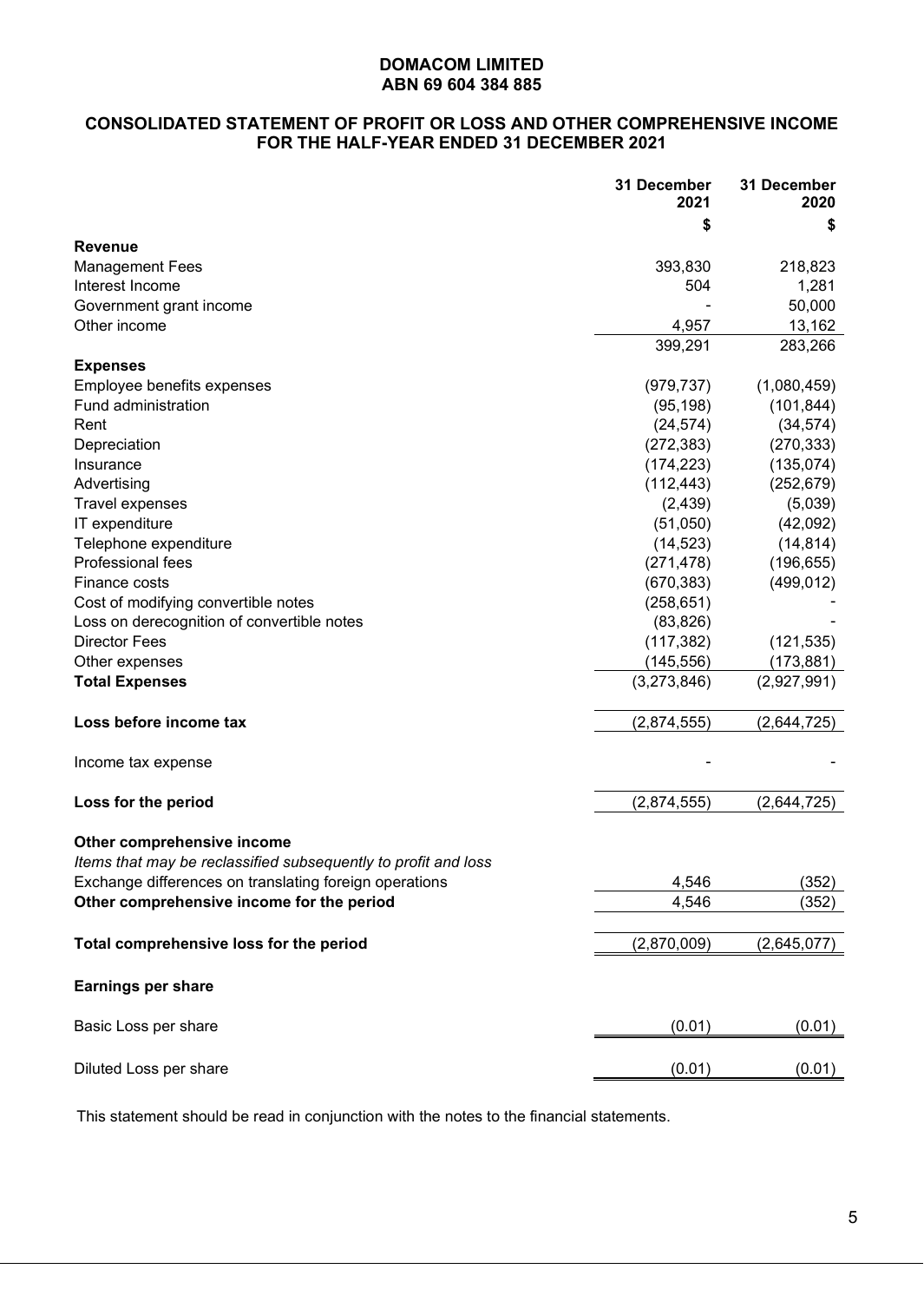**DOMACOM LIMITED**
**ABN 69 604 384 885**

## CONSOLIDATED STATEMENT OF PROFIT OR LOSS AND OTHER COMPREHENSIVE INCOME FOR THE HALF-YEAR ENDED 31 DECEMBER 2021

| | 31 December 2021 | 31 December 2020 |
|---|---|---|
| | $ | $ |
| **Revenue** | | |
| Management Fees | 393,830 | 218,823 |
| Interest Income | 504 | 1,281 |
| Government grant income | - | 50,000 |
| Other income | 4,957 | 13,162 |
| | 399,291 | 283,266 |
| **Expenses** | | |
| Employee benefits expenses | (979,737) | (1,080,459) |
| Fund administration | (95,198) | (101,844) |
| Rent | (24,574) | (34,574) |
| Depreciation | (272,383) | (270,333) |
| Insurance | (174,223) | (135,074) |
| Advertising | (112,443) | (252,679) |
| Travel expenses | (2,439) | (5,039) |
| IT expenditure | (51,050) | (42,092) |
| Telephone expenditure | (14,523) | (14,814) |
| Professional fees | (271,478) | (196,655) |
| Finance costs | (670,383) | (499,012) |
| Cost of modifying convertible notes | (258,651) | - |
| Loss on derecognition of convertible notes | (83,826) | - |
| Director Fees | (117,382) | (121,535) |
| Other expenses | (145,556) | (173,881) |
| **Total Expenses** | (3,273,846) | (2,927,991) |
| | | |
| **Loss before income tax** | (2,874,555) | (2,644,725) |
| | | |
| Income tax expense | - | - |
| | | |
| **Loss for the period** | (2,874,555) | (2,644,725) |
| | | |
| **Other comprehensive income** | | |
| *Items that may be reclassified subsequently to profit and loss* | | |
| Exchange differences on translating foreign operations | 4,546 | (352) |
| **Other comprehensive income for the period** | 4,546 | (352) |
| | | |
| **Total comprehensive loss for the period** | (2,870,009) | (2,645,077) |
| | | |
| **Earnings per share** | | |
| | | |
| Basic Loss per share | (0.01) | (0.01) |
| | | |
| Diluted Loss per share | (0.01) | (0.01) |

This statement should be read in conjunction with the notes to the financial statements.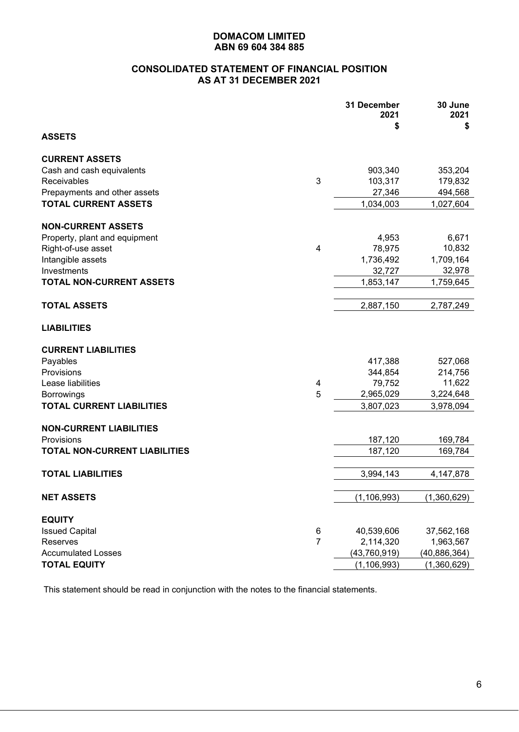**DOMACOM LIMITED**
**ABN 69 604 384 885**

## CONSOLIDATED STATEMENT OF FINANCIAL POSITION AS AT 31 DECEMBER 2021

| | Note | 31 December 2021 $ | 30 June 2021 $ |
|---|---|---|---|
| **ASSETS** | | | |
| **CURRENT ASSETS** | | | |
| Cash and cash equivalents | | 903,340 | 353,204 |
| Receivables | 3 | 103,317 | 179,832 |
| Prepayments and other assets | | 27,346 | 494,568 |
| **TOTAL CURRENT ASSETS** | | 1,034,003 | 1,027,604 |
| **NON-CURRENT ASSETS** | | | |
| Property, plant and equipment | | 4,953 | 6,671 |
| Right-of-use asset | 4 | 78,975 | 10,832 |
| Intangible assets | | 1,736,492 | 1,709,164 |
| Investments | | 32,727 | 32,978 |
| **TOTAL NON-CURRENT ASSETS** | | 1,853,147 | 1,759,645 |
| **TOTAL ASSETS** | | 2,887,150 | 2,787,249 |
| **LIABILITIES** | | | |
| **CURRENT LIABILITIES** | | | |
| Payables | | 417,388 | 527,068 |
| Provisions | | 344,854 | 214,756 |
| Lease liabilities | 4 | 79,752 | 11,622 |
| Borrowings | 5 | 2,965,029 | 3,224,648 |
| **TOTAL CURRENT LIABILITIES** | | 3,807,023 | 3,978,094 |
| **NON-CURRENT LIABILITIES** | | | |
| Provisions | | 187,120 | 169,784 |
| **TOTAL NON-CURRENT LIABILITIES** | | 187,120 | 169,784 |
| **TOTAL LIABILITIES** | | 3,994,143 | 4,147,878 |
| **NET ASSETS** | | (1,106,993) | (1,360,629) |
| **EQUITY** | | | |
| Issued Capital | 6 | 40,539,606 | 37,562,168 |
| Reserves | 7 | 2,114,320 | 1,963,567 |
| Accumulated Losses | | (43,760,919) | (40,886,364) |
| **TOTAL EQUITY** | | (1,106,993) | (1,360,629) |

This statement should be read in conjunction with the notes to the financial statements.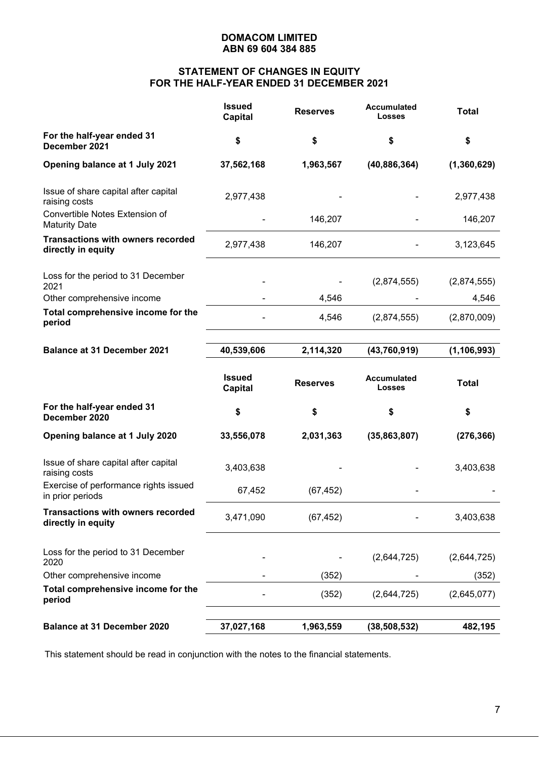**DOMACOM LIMITED**
**ABN 69 604 384 885**

## STATEMENT OF CHANGES IN EQUITY FOR THE HALF-YEAR ENDED 31 DECEMBER 2021

| | Issued Capital | Reserves | Accumulated Losses | Total |
|---|---|---|---|---|
| **For the half-year ended 31 December 2021** | **$** | **$** | **$** | **$** |
| **Opening balance at 1 July 2021** | **37,562,168** | **1,963,567** | **(40,886,364)** | **(1,360,629)** |
| Issue of share capital after capital raising costs | 2,977,438 | - | - | 2,977,438 |
| Convertible Notes Extension of Maturity Date | - | 146,207 | - | 146,207 |
| **Transactions with owners recorded directly in equity** | 2,977,438 | 146,207 | - | 3,123,645 |
| Loss for the period to 31 December 2021 | - | - | (2,874,555) | (2,874,555) |
| Other comprehensive income | - | 4,546 | - | 4,546 |
| **Total comprehensive income for the period** | - | 4,546 | (2,874,555) | (2,870,009) |
| **Balance at 31 December 2021** | **40,539,606** | **2,114,320** | **(43,760,919)** | **(1,106,993)** |

| | Issued Capital | Reserves | Accumulated Losses | Total |
|---|---|---|---|---|
| **For the half-year ended 31 December 2020** | **$** | **$** | **$** | **$** |
| **Opening balance at 1 July 2020** | **33,556,078** | **2,031,363** | **(35,863,807)** | **(276,366)** |
| Issue of share capital after capital raising costs | 3,403,638 | - | - | 3,403,638 |
| Exercise of performance rights issued in prior periods | 67,452 | (67,452) | - | - |
| **Transactions with owners recorded directly in equity** | 3,471,090 | (67,452) | - | 3,403,638 |
| Loss for the period to 31 December 2020 | - | - | (2,644,725) | (2,644,725) |
| Other comprehensive income | - | (352) | - | (352) |
| **Total comprehensive income for the period** | - | (352) | (2,644,725) | (2,645,077) |
| **Balance at 31 December 2020** | **37,027,168** | **1,963,559** | **(38,508,532)** | **482,195** |

This statement should be read in conjunction with the notes to the financial statements.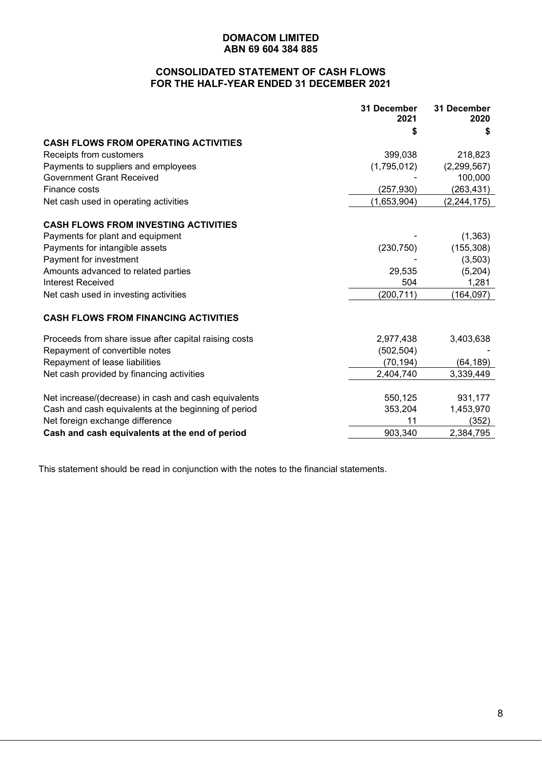**DOMACOM LIMITED**
**ABN 69 604 384 885**

## CONSOLIDATED STATEMENT OF CASH FLOWS
## FOR THE HALF-YEAR ENDED 31 DECEMBER 2021

| | 31 December 2021 | 31 December 2020 |
|---|---|---|
| | $ | $ |
| **CASH FLOWS FROM OPERATING ACTIVITIES** | | |
| Receipts from customers | 399,038 | 218,823 |
| Payments to suppliers and employees | (1,795,012) | (2,299,567) |
| Government Grant Received | - | 100,000 |
| Finance costs | (257,930) | (263,431) |
| Net cash used in operating activities | (1,653,904) | (2,244,175) |
| | | |
| **CASH FLOWS FROM INVESTING ACTIVITIES** | | |
| Payments for plant and equipment | - | (1,363) |
| Payments for intangible assets | (230,750) | (155,308) |
| Payment for investment | - | (3,503) |
| Amounts advanced to related parties | 29,535 | (5,204) |
| Interest Received | 504 | 1,281 |
| Net cash used in investing activities | (200,711) | (164,097) |
| | | |
| **CASH FLOWS FROM FINANCING ACTIVITIES** | | |
| Proceeds from share issue after capital raising costs | 2,977,438 | 3,403,638 |
| Repayment of convertible notes | (502,504) | - |
| Repayment of lease liabilities | (70,194) | (64,189) |
| Net cash provided by financing activities | 2,404,740 | 3,339,449 |
| | | |
| Net increase/(decrease) in cash and cash equivalents | 550,125 | 931,177 |
| Cash and cash equivalents at the beginning of period | 353,204 | 1,453,970 |
| Net foreign exchange difference | 11 | (352) |
| **Cash and cash equivalents at the end of period** | 903,340 | 2,384,795 |

This statement should be read in conjunction with the notes to the financial statements.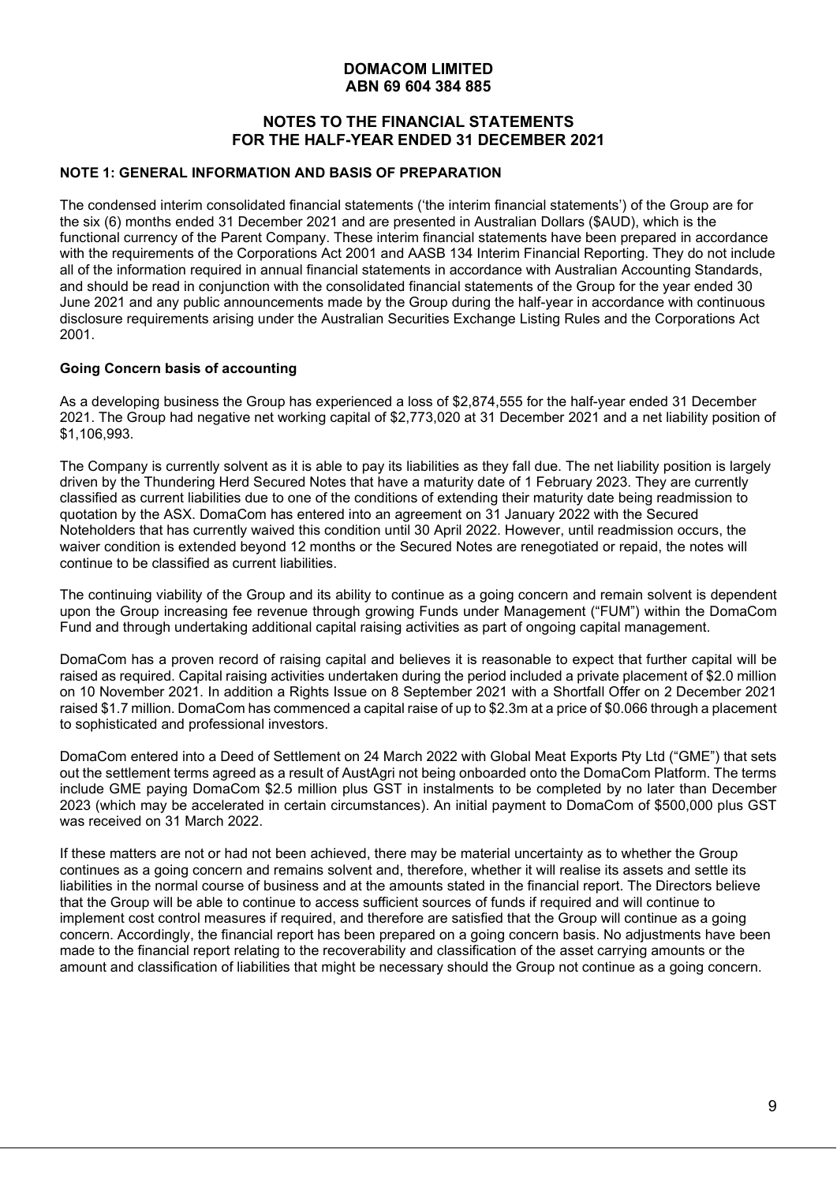# DOMACOM LIMITED
## ABN 69 604 384 885

## NOTES TO THE FINANCIAL STATEMENTS FOR THE HALF-YEAR ENDED 31 DECEMBER 2021

### NOTE 1: GENERAL INFORMATION AND BASIS OF PREPARATION

The condensed interim consolidated financial statements ('the interim financial statements') of the Group are for the six (6) months ended 31 December 2021 and are presented in Australian Dollars ($AUD), which is the functional currency of the Parent Company. These interim financial statements have been prepared in accordance with the requirements of the Corporations Act 2001 and AASB 134 Interim Financial Reporting. They do not include all of the information required in annual financial statements in accordance with Australian Accounting Standards, and should be read in conjunction with the consolidated financial statements of the Group for the year ended 30 June 2021 and any public announcements made by the Group during the half-year in accordance with continuous disclosure requirements arising under the Australian Securities Exchange Listing Rules and the Corporations Act 2001.

**Going Concern basis of accounting**

As a developing business the Group has experienced a loss of $2,874,555 for the half-year ended 31 December 2021. The Group had negative net working capital of $2,773,020 at 31 December 2021 and a net liability position of $1,106,993.

The Company is currently solvent as it is able to pay its liabilities as they fall due. The net liability position is largely driven by the Thundering Herd Secured Notes that have a maturity date of 1 February 2023. They are currently classified as current liabilities due to one of the conditions of extending their maturity date being readmission to quotation by the ASX. DomaCom has entered into an agreement on 31 January 2022 with the Secured Noteholders that has currently waived this condition until 30 April 2022. However, until readmission occurs, the waiver condition is extended beyond 12 months or the Secured Notes are renegotiated or repaid, the notes will continue to be classified as current liabilities.

The continuing viability of the Group and its ability to continue as a going concern and remain solvent is dependent upon the Group increasing fee revenue through growing Funds under Management ("FUM") within the DomaCom Fund and through undertaking additional capital raising activities as part of ongoing capital management.

DomaCom has a proven record of raising capital and believes it is reasonable to expect that further capital will be raised as required. Capital raising activities undertaken during the period included a private placement of $2.0 million on 10 November 2021. In addition a Rights Issue on 8 September 2021 with a Shortfall Offer on 2 December 2021 raised $1.7 million. DomaCom has commenced a capital raise of up to $2.3m at a price of $0.066 through a placement to sophisticated and professional investors.

DomaCom entered into a Deed of Settlement on 24 March 2022 with Global Meat Exports Pty Ltd ("GME") that sets out the settlement terms agreed as a result of AustAgri not being onboarded onto the DomaCom Platform. The terms include GME paying DomaCom $2.5 million plus GST in instalments to be completed by no later than December 2023 (which may be accelerated in certain circumstances). An initial payment to DomaCom of $500,000 plus GST was received on 31 March 2022.

If these matters are not or had not been achieved, there may be material uncertainty as to whether the Group continues as a going concern and remains solvent and, therefore, whether it will realise its assets and settle its liabilities in the normal course of business and at the amounts stated in the financial report. The Directors believe that the Group will be able to continue to access sufficient sources of funds if required and will continue to implement cost control measures if required, and therefore are satisfied that the Group will continue as a going concern. Accordingly, the financial report has been prepared on a going concern basis. No adjustments have been made to the financial report relating to the recoverability and classification of the asset carrying amounts or the amount and classification of liabilities that might be necessary should the Group not continue as a going concern.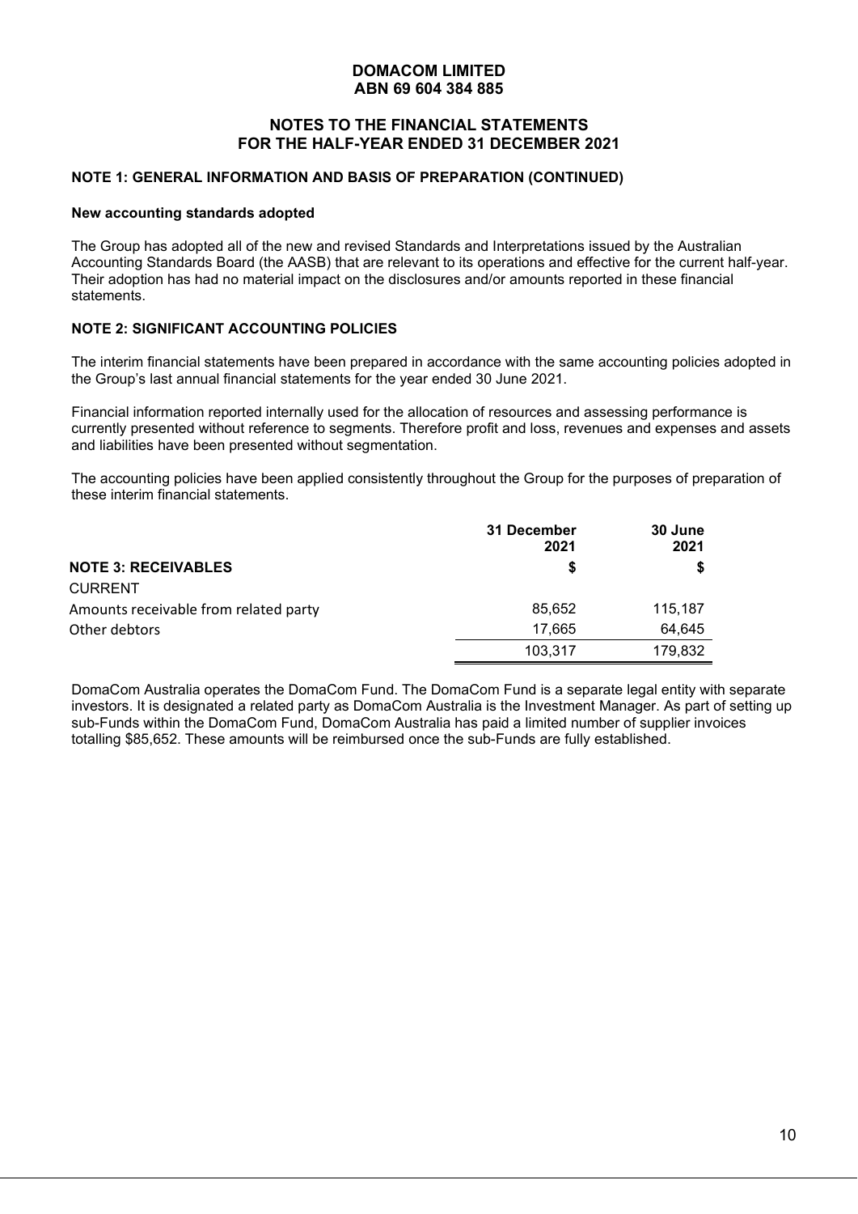# DOMACOM LIMITED
# ABN 69 604 384 885

## NOTES TO THE FINANCIAL STATEMENTS FOR THE HALF-YEAR ENDED 31 DECEMBER 2021

### NOTE 1: GENERAL INFORMATION AND BASIS OF PREPARATION (CONTINUED)

**New accounting standards adopted**

The Group has adopted all of the new and revised Standards and Interpretations issued by the Australian Accounting Standards Board (the AASB) that are relevant to its operations and effective for the current half-year. Their adoption has had no material impact on the disclosures and/or amounts reported in these financial statements.

### NOTE 2: SIGNIFICANT ACCOUNTING POLICIES

The interim financial statements have been prepared in accordance with the same accounting policies adopted in the Group's last annual financial statements for the year ended 30 June 2021.

Financial information reported internally used for the allocation of resources and assessing performance is currently presented without reference to segments. Therefore profit and loss, revenues and expenses and assets and liabilities have been presented without segmentation.

The accounting policies have been applied consistently throughout the Group for the purposes of preparation of these interim financial statements.

| | 31 December 2021 | 30 June 2021 |
|---|---|---|
| **NOTE 3: RECEIVABLES** | **$** | **$** |
| CURRENT | | |
| Amounts receivable from related party | 85,652 | 115,187 |
| Other debtors | 17,665 | 64,645 |
| | 103,317 | 179,832 |

DomaCom Australia operates the DomaCom Fund. The DomaCom Fund is a separate legal entity with separate investors. It is designated a related party as DomaCom Australia is the Investment Manager. As part of setting up sub-Funds within the DomaCom Fund, DomaCom Australia has paid a limited number of supplier invoices totalling $85,652. These amounts will be reimbursed once the sub-Funds are fully established.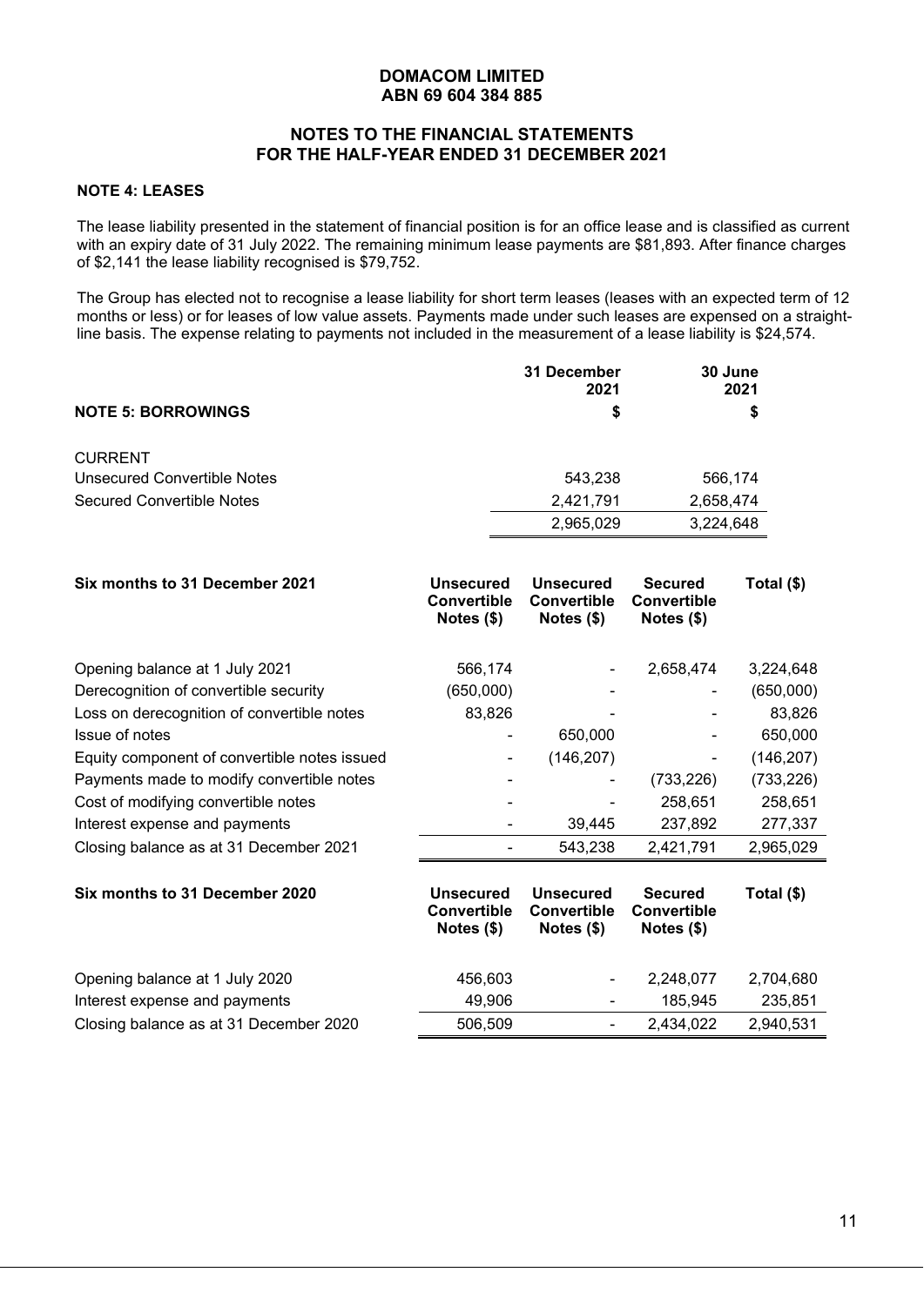**DOMACOM LIMITED**
**ABN 69 604 384 885**

**NOTES TO THE FINANCIAL STATEMENTS**
**FOR THE HALF-YEAR ENDED 31 DECEMBER 2021**

**NOTE 4: LEASES**

The lease liability presented in the statement of financial position is for an office lease and is classified as current with an expiry date of 31 July 2022. The remaining minimum lease payments are $81,893. After finance charges of $2,141 the lease liability recognised is $79,752.

The Group has elected not to recognise a lease liability for short term leases (leases with an expected term of 12 months or less) or for leases of low value assets. Payments made under such leases are expensed on a straight-line basis. The expense relating to payments not included in the measurement of a lease liability is $24,574.

| **NOTE 5: BORROWINGS** | **31 December 2021 $** | **30 June 2021 $** |
|---|---|---|
| CURRENT | | |
| Unsecured Convertible Notes | 543,238 | 566,174 |
| Secured Convertible Notes | 2,421,791 | 2,658,474 |
| | 2,965,029 | 3,224,648 |

| **Six months to 31 December 2021** | **Unsecured Convertible Notes ($)** | **Unsecured Convertible Notes ($)** | **Secured Convertible Notes ($)** | **Total ($)** |
|---|---|---|---|---|
| Opening balance at 1 July 2021 | 566,174 | - | 2,658,474 | 3,224,648 |
| Derecognition of convertible security | (650,000) | - | - | (650,000) |
| Loss on derecognition of convertible notes | 83,826 | - | - | 83,826 |
| Issue of notes | - | 650,000 | - | 650,000 |
| Equity component of convertible notes issued | - | (146,207) | - | (146,207) |
| Payments made to modify convertible notes | - | - | (733,226) | (733,226) |
| Cost of modifying convertible notes | - | - | 258,651 | 258,651 |
| Interest expense and payments | - | 39,445 | 237,892 | 277,337 |
| Closing balance as at 31 December 2021 | - | 543,238 | 2,421,791 | 2,965,029 |

| **Six months to 31 December 2020** | **Unsecured Convertible Notes ($)** | **Unsecured Convertible Notes ($)** | **Secured Convertible Notes ($)** | **Total ($)** |
|---|---|---|---|---|
| Opening balance at 1 July 2020 | 456,603 | - | 2,248,077 | 2,704,680 |
| Interest expense and payments | 49,906 | - | 185,945 | 235,851 |
| Closing balance as at 31 December 2020 | 506,509 | - | 2,434,022 | 2,940,531 |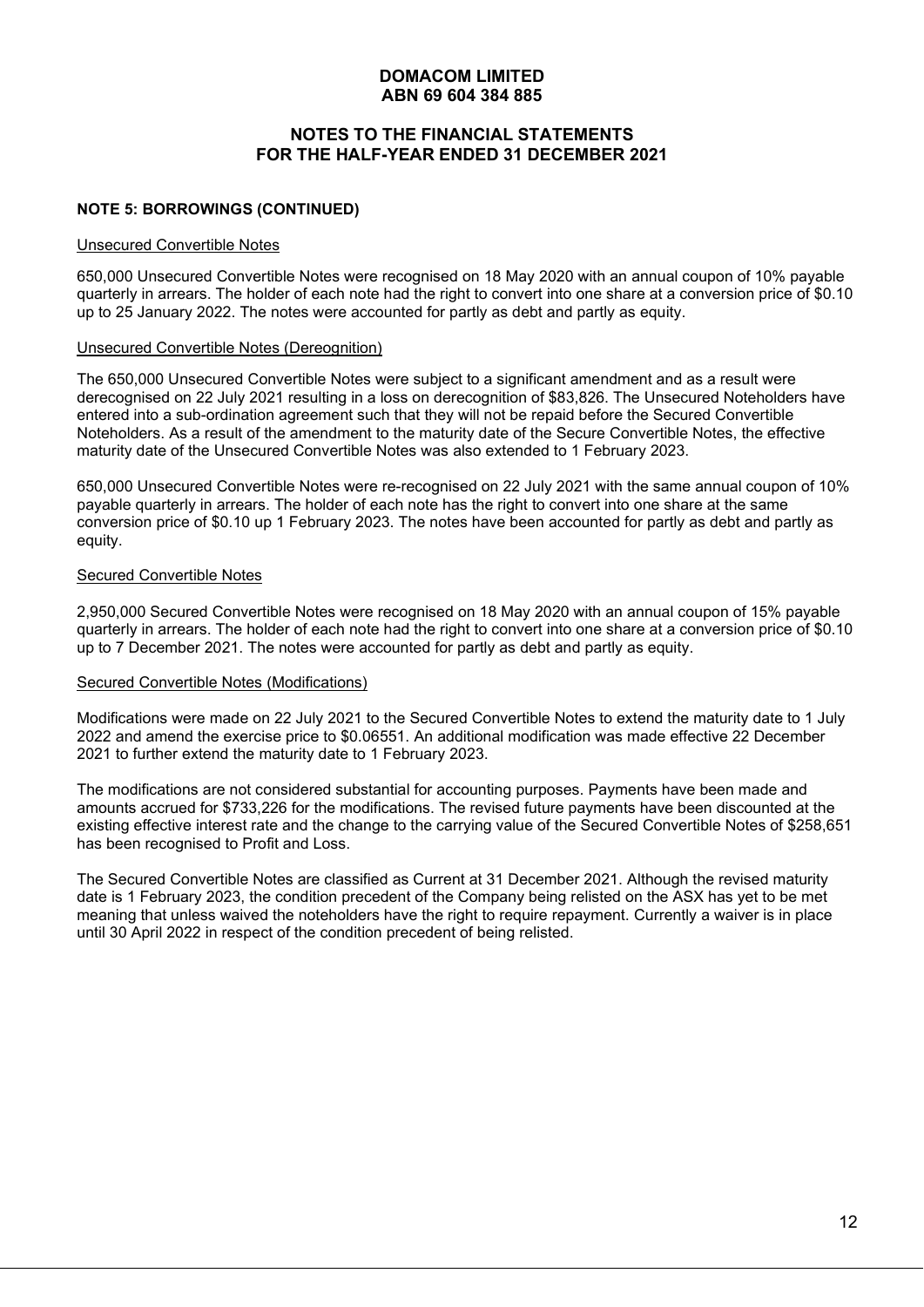**DOMACOM LIMITED**
**ABN 69 604 384 885**

**NOTES TO THE FINANCIAL STATEMENTS**
**FOR THE HALF-YEAR ENDED 31 DECEMBER 2021**

**NOTE 5: BORROWINGS (CONTINUED)**

Unsecured Convertible Notes

650,000 Unsecured Convertible Notes were recognised on 18 May 2020 with an annual coupon of 10% payable quarterly in arrears. The holder of each note had the right to convert into one share at a conversion price of $0.10 up to 25 January 2022. The notes were accounted for partly as debt and partly as equity.

Unsecured Convertible Notes (Dereognition)

The 650,000 Unsecured Convertible Notes were subject to a significant amendment and as a result were derecognised on 22 July 2021 resulting in a loss on derecognition of $83,826. The Unsecured Noteholders have entered into a sub-ordination agreement such that they will not be repaid before the Secured Convertible Noteholders. As a result of the amendment to the maturity date of the Secure Convertible Notes, the effective maturity date of the Unsecured Convertible Notes was also extended to 1 February 2023.

650,000 Unsecured Convertible Notes were re-recognised on 22 July 2021 with the same annual coupon of 10% payable quarterly in arrears. The holder of each note has the right to convert into one share at the same conversion price of $0.10 up 1 February 2023. The notes have been accounted for partly as debt and partly as equity.

Secured Convertible Notes

2,950,000 Secured Convertible Notes were recognised on 18 May 2020 with an annual coupon of 15% payable quarterly in arrears. The holder of each note had the right to convert into one share at a conversion price of $0.10 up to 7 December 2021. The notes were accounted for partly as debt and partly as equity.

Secured Convertible Notes (Modifications)

Modifications were made on 22 July 2021 to the Secured Convertible Notes to extend the maturity date to 1 July 2022 and amend the exercise price to $0.06551. An additional modification was made effective 22 December 2021 to further extend the maturity date to 1 February 2023.

The modifications are not considered substantial for accounting purposes. Payments have been made and amounts accrued for $733,226 for the modifications. The revised future payments have been discounted at the existing effective interest rate and the change to the carrying value of the Secured Convertible Notes of $258,651 has been recognised to Profit and Loss.

The Secured Convertible Notes are classified as Current at 31 December 2021. Although the revised maturity date is 1 February 2023, the condition precedent of the Company being relisted on the ASX has yet to be met meaning that unless waived the noteholders have the right to require repayment. Currently a waiver is in place until 30 April 2022 in respect of the condition precedent of being relisted.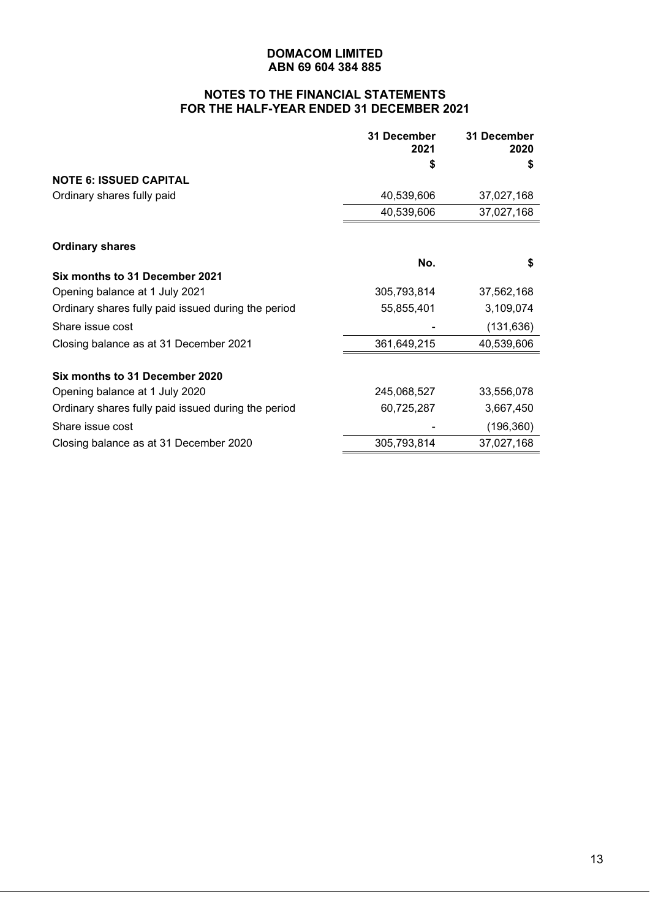**DOMACOM LIMITED**
**ABN 69 604 384 885**

## NOTES TO THE FINANCIAL STATEMENTS FOR THE HALF-YEAR ENDED 31 DECEMBER 2021

| | 31 December 2021 | 31 December 2020 |
|---|---|---|
| | $ | $ |
| **NOTE 6: ISSUED CAPITAL** | | |
| Ordinary shares fully paid | 40,539,606 | 37,027,168 |
| | 40,539,606 | 37,027,168 |

**Ordinary shares**

| | No. | $ |
|---|---|---|
| **Six months to 31 December 2021** | | |
| Opening balance at 1 July 2021 | 305,793,814 | 37,562,168 |
| Ordinary shares fully paid issued during the period | 55,855,401 | 3,109,074 |
| Share issue cost | - | (131,636) |
| Closing balance as at 31 December 2021 | 361,649,215 | 40,539,606 |
| **Six months to 31 December 2020** | | |
| Opening balance at 1 July 2020 | 245,068,527 | 33,556,078 |
| Ordinary shares fully paid issued during the period | 60,725,287 | 3,667,450 |
| Share issue cost | - | (196,360) |
| Closing balance as at 31 December 2020 | 305,793,814 | 37,027,168 |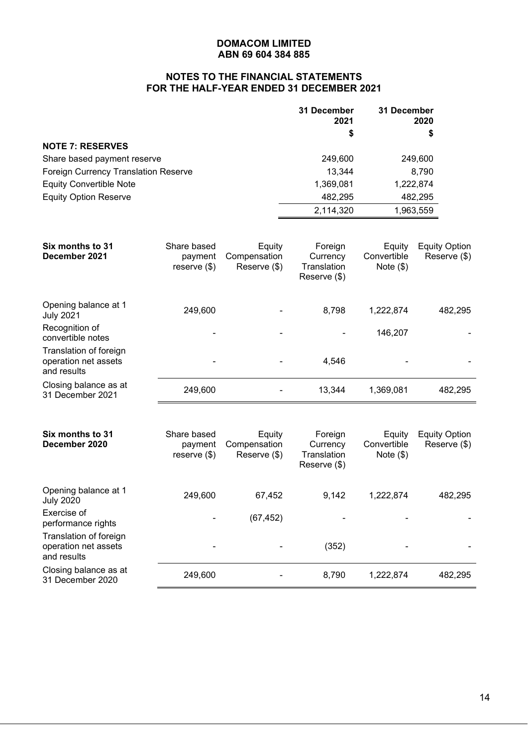**DOMACOM LIMITED**
**ABN 69 604 384 885**

**NOTES TO THE FINANCIAL STATEMENTS**
**FOR THE HALF-YEAR ENDED 31 DECEMBER 2021**

| | 31 December 2021 | 31 December 2020 |
|---|---|---|
| | $ | $ |
| **NOTE 7: RESERVES** | | |
| Share based payment reserve | 249,600 | 249,600 |
| Foreign Currency Translation Reserve | 13,344 | 8,790 |
| Equity Convertible Note | 1,369,081 | 1,222,874 |
| Equity Option Reserve | 482,295 | 482,295 |
| | 2,114,320 | 1,963,559 |

| **Six months to 31 December 2021** | Share based payment reserve ($) | Equity Compensation Reserve ($) | Foreign Currency Translation Reserve ($) | Equity Convertible Note ($) | Equity Option Reserve ($) |
|---|---|---|---|---|---|
| Opening balance at 1 July 2021 | 249,600 | - | 8,798 | 1,222,874 | 482,295 |
| Recognition of convertible notes | - | - | - | 146,207 | - |
| Translation of foreign operation net assets and results | - | - | 4,546 | - | - |
| Closing balance as at 31 December 2021 | 249,600 | - | 13,344 | 1,369,081 | 482,295 |

| **Six months to 31 December 2020** | Share based payment reserve ($) | Equity Compensation Reserve ($) | Foreign Currency Translation Reserve ($) | Equity Convertible Note ($) | Equity Option Reserve ($) |
|---|---|---|---|---|---|
| Opening balance at 1 July 2020 | 249,600 | 67,452 | 9,142 | 1,222,874 | 482,295 |
| Exercise of performance rights | - | (67,452) | - | - | - |
| Translation of foreign operation net assets and results | - | - | (352) | - | - |
| Closing balance as at 31 December 2020 | 249,600 | - | 8,790 | 1,222,874 | 482,295 |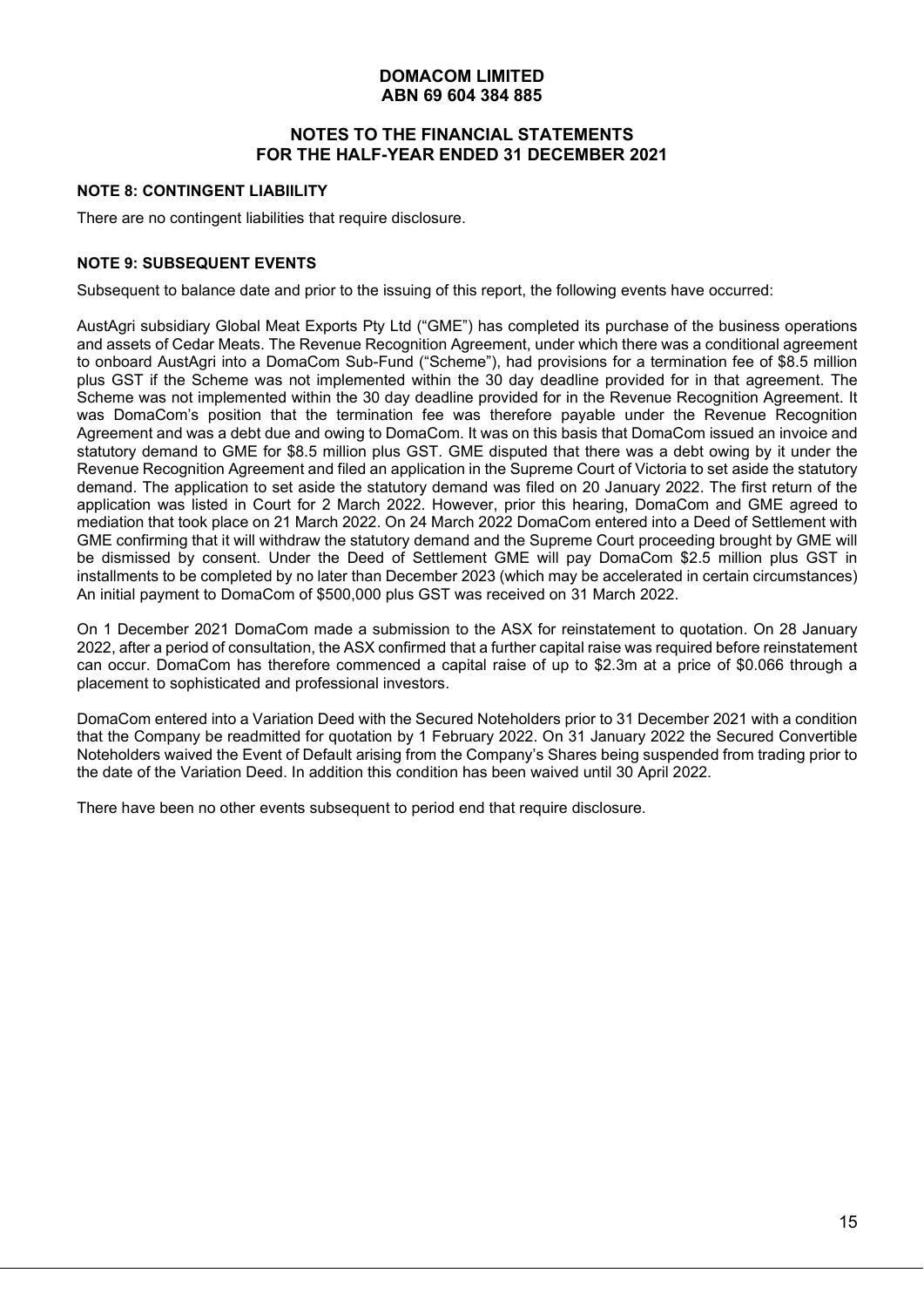**DOMACOM LIMITED**
**ABN 69 604 384 885**

**NOTES TO THE FINANCIAL STATEMENTS**
**FOR THE HALF-YEAR ENDED 31 DECEMBER 2021**

**NOTE 8: CONTINGENT LIABIILITY**

There are no contingent liabilities that require disclosure.

**NOTE 9: SUBSEQUENT EVENTS**

Subsequent to balance date and prior to the issuing of this report, the following events have occurred:

AustAgri subsidiary Global Meat Exports Pty Ltd ("GME") has completed its purchase of the business operations and assets of Cedar Meats. The Revenue Recognition Agreement, under which there was a conditional agreement to onboard AustAgri into a DomaCom Sub-Fund ("Scheme"), had provisions for a termination fee of $8.5 million plus GST if the Scheme was not implemented within the 30 day deadline provided for in that agreement. The Scheme was not implemented within the 30 day deadline provided for in the Revenue Recognition Agreement. It was DomaCom's position that the termination fee was therefore payable under the Revenue Recognition Agreement and was a debt due and owing to DomaCom. It was on this basis that DomaCom issued an invoice and statutory demand to GME for $8.5 million plus GST. GME disputed that there was a debt owing by it under the Revenue Recognition Agreement and filed an application in the Supreme Court of Victoria to set aside the statutory demand. The application to set aside the statutory demand was filed on 20 January 2022. The first return of the application was listed in Court for 2 March 2022. However, prior this hearing, DomaCom and GME agreed to mediation that took place on 21 March 2022. On 24 March 2022 DomaCom entered into a Deed of Settlement with GME confirming that it will withdraw the statutory demand and the Supreme Court proceeding brought by GME will be dismissed by consent. Under the Deed of Settlement GME will pay DomaCom $2.5 million plus GST in installments to be completed by no later than December 2023 (which may be accelerated in certain circumstances) An initial payment to DomaCom of $500,000 plus GST was received on 31 March 2022.

On 1 December 2021 DomaCom made a submission to the ASX for reinstatement to quotation. On 28 January 2022, after a period of consultation, the ASX confirmed that a further capital raise was required before reinstatement can occur. DomaCom has therefore commenced a capital raise of up to $2.3m at a price of $0.066 through a placement to sophisticated and professional investors.

DomaCom entered into a Variation Deed with the Secured Noteholders prior to 31 December 2021 with a condition that the Company be readmitted for quotation by 1 February 2022. On 31 January 2022 the Secured Convertible Noteholders waived the Event of Default arising from the Company's Shares being suspended from trading prior to the date of the Variation Deed. In addition this condition has been waived until 30 April 2022.

There have been no other events subsequent to period end that require disclosure.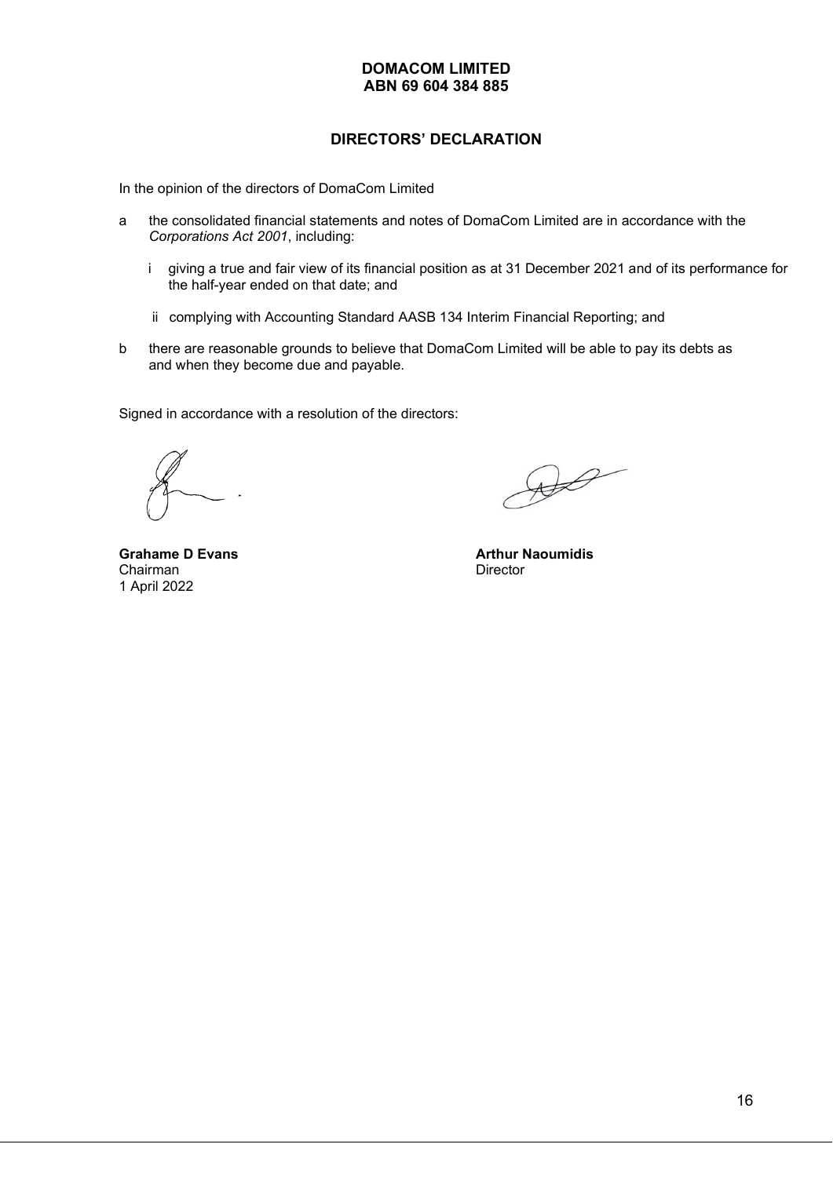**DOMACOM LIMITED**
**ABN 69 604 384 885**

## DIRECTORS' DECLARATION

In the opinion of the directors of DomaCom Limited

a the consolidated financial statements and notes of DomaCom Limited are in accordance with the *Corporations Act 2001*, including:

  i giving a true and fair view of its financial position as at 31 December 2021 and of its performance for the half-year ended on that date; and

  ii complying with Accounting Standard AASB 134 Interim Financial Reporting; and

b there are reasonable grounds to believe that DomaCom Limited will be able to pay its debts as and when they become due and payable.

Signed in accordance with a resolution of the directors:

**Grahame D Evans**
Chairman
1 April 2022

**Arthur Naoumidis**
Director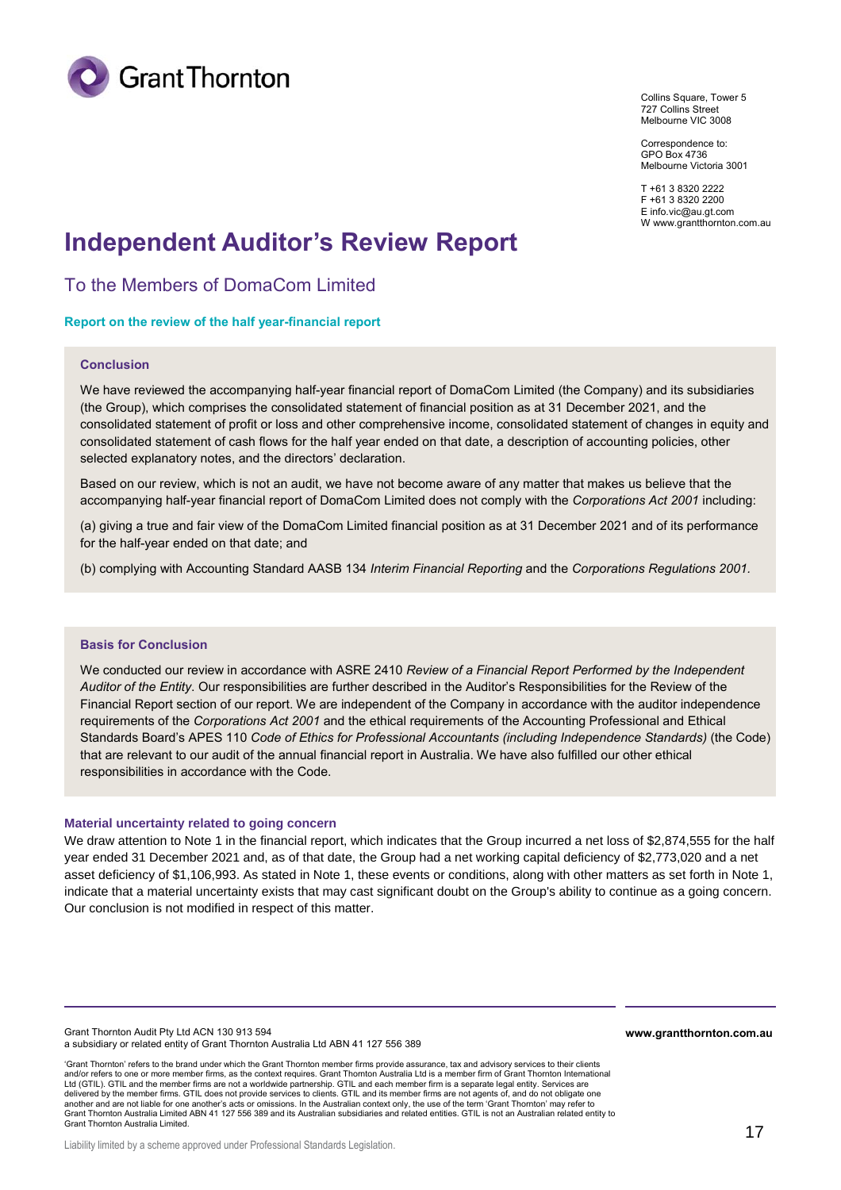Grant Thornton

Collins Square, Tower 5
727 Collins Street
Melbourne VIC 3008

Correspondence to:
GPO Box 4736
Melbourne Victoria 3001

T +61 3 8320 2222
F +61 3 8320 2200
E info.vic@au.gt.com
W www.grantthornton.com.au

# Independent Auditor's Review Report

## To the Members of DomaCom Limited

**Report on the review of the half year-financial report**

### Conclusion

We have reviewed the accompanying half-year financial report of DomaCom Limited (the Company) and its subsidiaries (the Group), which comprises the consolidated statement of financial position as at 31 December 2021, and the consolidated statement of profit or loss and other comprehensive income, consolidated statement of changes in equity and consolidated statement of cash flows for the half year ended on that date, a description of accounting policies, other selected explanatory notes, and the directors' declaration.

Based on our review, which is not an audit, we have not become aware of any matter that makes us believe that the accompanying half-year financial report of DomaCom Limited does not comply with the *Corporations Act 2001* including:

(a) giving a true and fair view of the DomaCom Limited financial position as at 31 December 2021 and of its performance for the half-year ended on that date; and

(b) complying with Accounting Standard AASB 134 *Interim Financial Reporting* and the *Corporations Regulations 2001.*

### Basis for Conclusion

We conducted our review in accordance with ASRE 2410 *Review of a Financial Report Performed by the Independent Auditor of the Entity*. Our responsibilities are further described in the Auditor's Responsibilities for the Review of the Financial Report section of our report. We are independent of the Company in accordance with the auditor independence requirements of the *Corporations Act 2001* and the ethical requirements of the Accounting Professional and Ethical Standards Board's APES 110 *Code of Ethics for Professional Accountants (including Independence Standards)* (the Code) that are relevant to our audit of the annual financial report in Australia. We have also fulfilled our other ethical responsibilities in accordance with the Code.

### Material uncertainty related to going concern

We draw attention to Note 1 in the financial report, which indicates that the Group incurred a net loss of $2,874,555 for the half year ended 31 December 2021 and, as of that date, the Group had a net working capital deficiency of $2,773,020 and a net asset deficiency of $1,106,993. As stated in Note 1, these events or conditions, along with other matters as set forth in Note 1, indicate that a material uncertainty exists that may cast significant doubt on the Group's ability to continue as a going concern. Our conclusion is not modified in respect of this matter.

Grant Thornton Audit Pty Ltd ACN 130 913 594
a subsidiary or related entity of Grant Thornton Australia Ltd ABN 41 127 556 389

**www.grantthornton.com.au**

'Grant Thornton' refers to the brand under which the Grant Thornton member firms provide assurance, tax and advisory services to their clients and/or refers to one or more member firms, as the context requires. Grant Thornton Australia Ltd is a member firm of Grant Thornton International Ltd (GTIL). GTIL and the member firms are not a worldwide partnership. GTIL and each member firm is a separate legal entity. Services are delivered by the member firms. GTIL does not provide services to clients. GTIL and its member firms are not agents of, and do not obligate one another and are not liable for one another's acts or omissions. In the Australian context only, the use of the term 'Grant Thornton' may refer to Grant Thornton Australia Limited ABN 41 127 556 389 and its Australian subsidiaries and related entities. GTIL is not an Australian related entity to Grant Thornton Australia Limited.

Liability limited by a scheme approved under Professional Standards Legislation.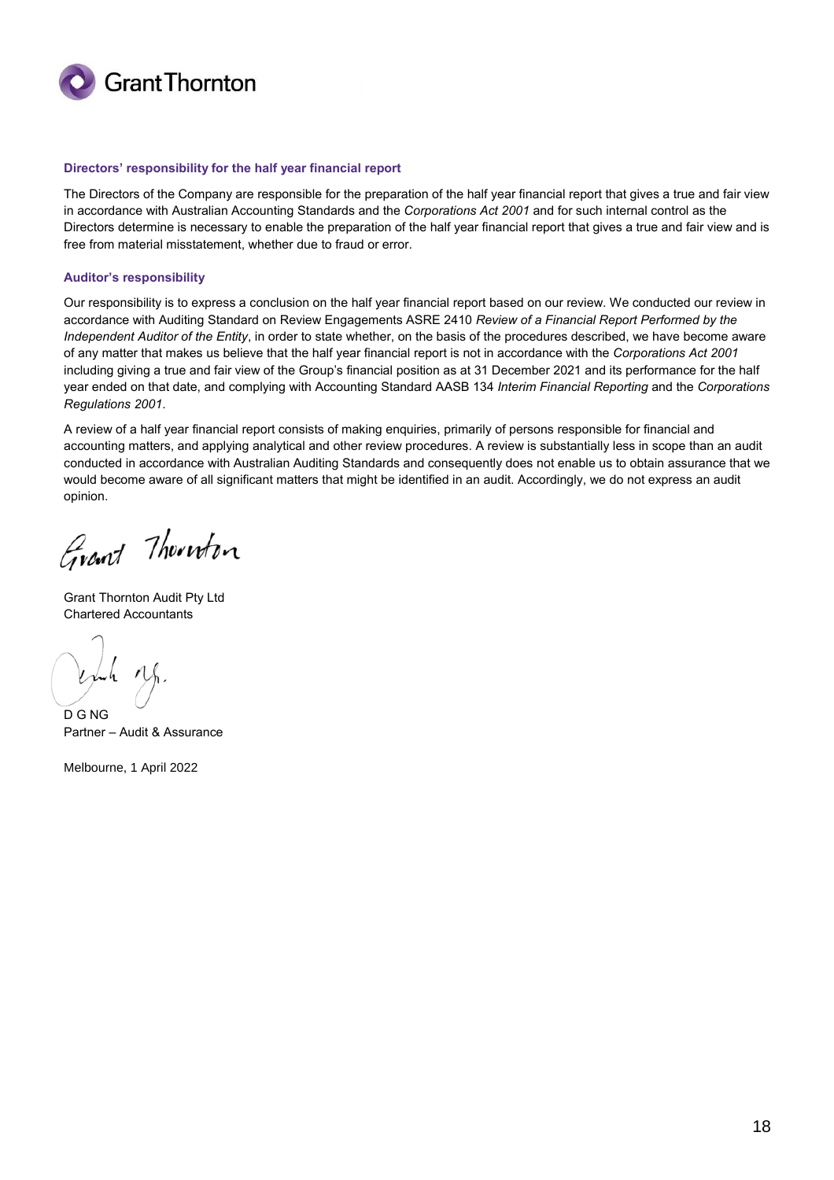GrantThornton

### Directors' responsibility for the half year financial report

The Directors of the Company are responsible for the preparation of the half year financial report that gives a true and fair view in accordance with Australian Accounting Standards and the *Corporations Act 2001* and for such internal control as the Directors determine is necessary to enable the preparation of the half year financial report that gives a true and fair view and is free from material misstatement, whether due to fraud or error.

### Auditor's responsibility

Our responsibility is to express a conclusion on the half year financial report based on our review. We conducted our review in accordance with Auditing Standard on Review Engagements ASRE 2410 *Review of a Financial Report Performed by the Independent Auditor of the Entity*, in order to state whether, on the basis of the procedures described, we have become aware of any matter that makes us believe that the half year financial report is not in accordance with the *Corporations Act 2001* including giving a true and fair view of the Group's financial position as at 31 December 2021 and its performance for the half year ended on that date, and complying with Accounting Standard AASB 134 *Interim Financial Reporting* and the *Corporations Regulations 2001*.

A review of a half year financial report consists of making enquiries, primarily of persons responsible for financial and accounting matters, and applying analytical and other review procedures. A review is substantially less in scope than an audit conducted in accordance with Australian Auditing Standards and consequently does not enable us to obtain assurance that we would become aware of all significant matters that might be identified in an audit. Accordingly, we do not express an audit opinion.

Grant Thornton Audit Pty Ltd
Chartered Accountants

D G NG
Partner – Audit & Assurance

Melbourne, 1 April 2022